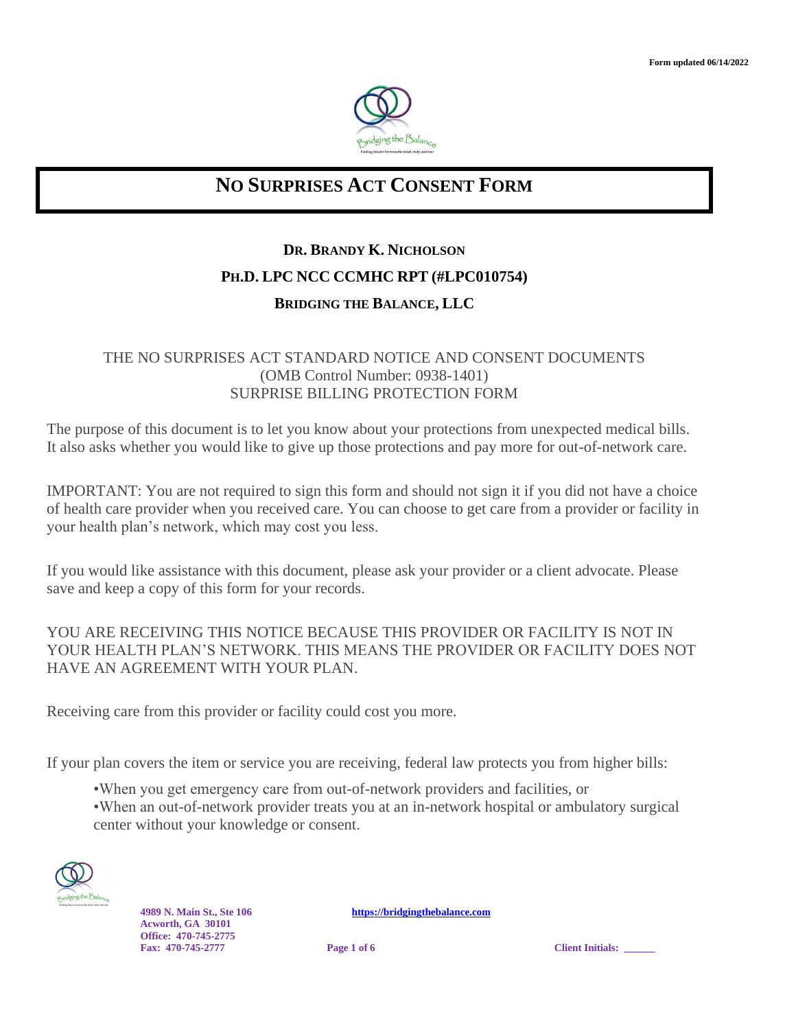Form updated 06/14/2022

# NO SURPRISES ACT CONSENT FORM

**DR. BRANDY K. NICHOLSON**

**PH.D. LPC NCC CCMHC RPT (#LPC010754)**

**BRIDGING THE BALANCE, LLC**

THE NO SURPRISES ACT STANDARD NOTICE AND CONSENT DOCUMENTS
(OMB Control Number: 0938-1401)
SURPRISE BILLING PROTECTION FORM

The purpose of this document is to let you know about your protections from unexpected medical bills. It also asks whether you would like to give up those protections and pay more for out-of-network care.

IMPORTANT: You are not required to sign this form and should not sign it if you did not have a choice of health care provider when you received care. You can choose to get care from a provider or facility in your health plan's network, which may cost you less.

If you would like assistance with this document, please ask your provider or a client advocate. Please save and keep a copy of this form for your records.

YOU ARE RECEIVING THIS NOTICE BECAUSE THIS PROVIDER OR FACILITY IS NOT IN YOUR HEALTH PLAN'S NETWORK. THIS MEANS THE PROVIDER OR FACILITY DOES NOT HAVE AN AGREEMENT WITH YOUR PLAN.

Receiving care from this provider or facility could cost you more.

If your plan covers the item or service you are receiving, federal law protects you from higher bills:

- When you get emergency care from out-of-network providers and facilities, or
- When an out-of-network provider treats you at an in-network hospital or ambulatory surgical center without your knowledge or consent.

4989 N. Main St., Ste 106
Acworth, GA 30101
Office: 470-745-2775
Fax: 470-745-2777

https://bridgingthebalance.com

Client Initials: ______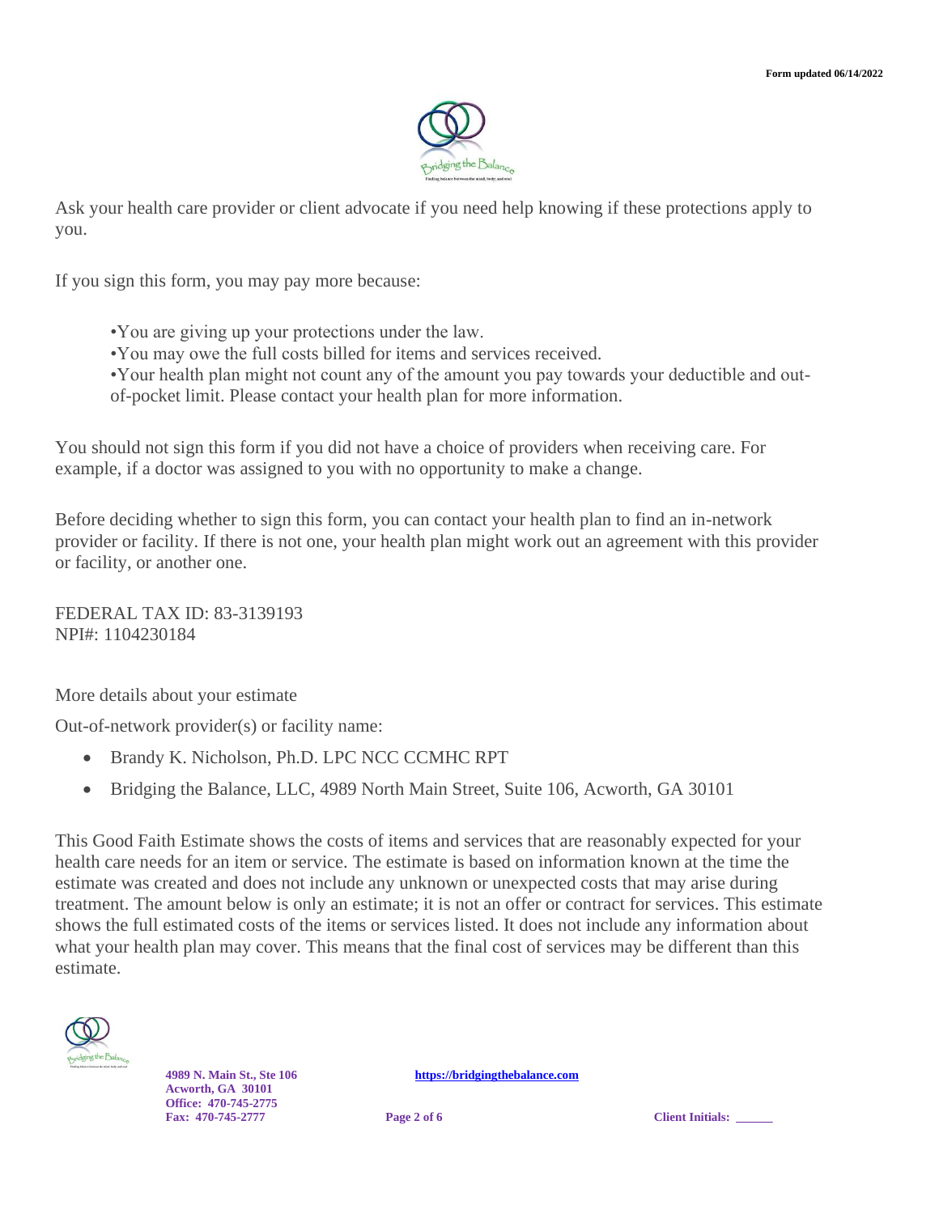Ask your health care provider or client advocate if you need help knowing if these protections apply to you.

If you sign this form, you may pay more because:

- You are giving up your protections under the law.
- You may owe the full costs billed for items and services received.
- Your health plan might not count any of the amount you pay towards your deductible and out-of-pocket limit. Please contact your health plan for more information.

You should not sign this form if you did not have a choice of providers when receiving care. For example, if a doctor was assigned to you with no opportunity to make a change.

Before deciding whether to sign this form, you can contact your health plan to find an in-network provider or facility. If there is not one, your health plan might work out an agreement with this provider or facility, or another one.

FEDERAL TAX ID: 83-3139193
NPI#: 1104230184

More details about your estimate

Out-of-network provider(s) or facility name:

- Brandy K. Nicholson, Ph.D. LPC NCC CCMHC RPT
- Bridging the Balance, LLC, 4989 North Main Street, Suite 106, Acworth, GA 30101

This Good Faith Estimate shows the costs of items and services that are reasonably expected for your health care needs for an item or service. The estimate is based on information known at the time the estimate was created and does not include any unknown or unexpected costs that may arise during treatment. The amount below is only an estimate; it is not an offer or contract for services. This estimate shows the full estimated costs of the items or services listed. It does not include any information about what your health plan may cover. This means that the final cost of services may be different than this estimate.

Client Initials: ______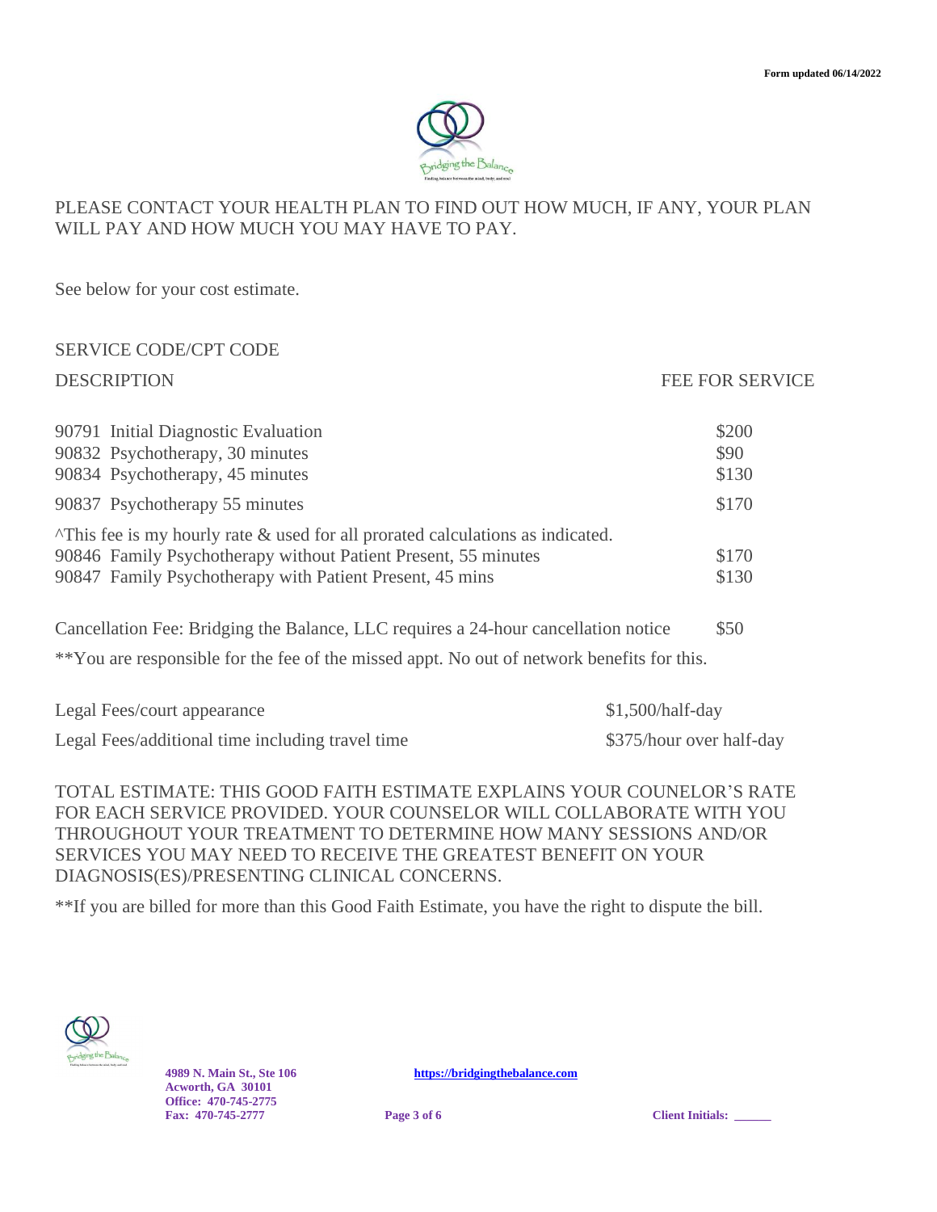Form updated 06/14/2022

PLEASE CONTACT YOUR HEALTH PLAN TO FIND OUT HOW MUCH, IF ANY, YOUR PLAN WILL PAY AND HOW MUCH YOU MAY HAVE TO PAY.

See below for your cost estimate.

| SERVICE CODE/CPT CODE DESCRIPTION | FEE FOR SERVICE |
|---|---|
| 90791 Initial Diagnostic Evaluation | $200 |
| 90832 Psychotherapy, 30 minutes | $90 |
| 90834 Psychotherapy, 45 minutes | $130 |
| 90837 Psychotherapy 55 minutes | $170 |
| ^This fee is my hourly rate & used for all prorated calculations as indicated. | |
| 90846 Family Psychotherapy without Patient Present, 55 minutes | $170 |
| 90847 Family Psychotherapy with Patient Present, 45 mins | $130 |

Cancellation Fee: Bridging the Balance, LLC requires a 24-hour cancellation notice $50

**You are responsible for the fee of the missed appt. No out of network benefits for this.

| | |
|---|---|
| Legal Fees/court appearance | $1,500/half-day |
| Legal Fees/additional time including travel time | $375/hour over half-day |

TOTAL ESTIMATE: THIS GOOD FAITH ESTIMATE EXPLAINS YOUR COUNELOR'S RATE FOR EACH SERVICE PROVIDED. YOUR COUNSELOR WILL COLLABORATE WITH YOU THROUGHOUT YOUR TREATMENT TO DETERMINE HOW MANY SESSIONS AND/OR SERVICES YOU MAY NEED TO RECEIVE THE GREATEST BENEFIT ON YOUR DIAGNOSIS(ES)/PRESENTING CLINICAL CONCERNS.

**If you are billed for more than this Good Faith Estimate, you have the right to dispute the bill.

Client Initials: ______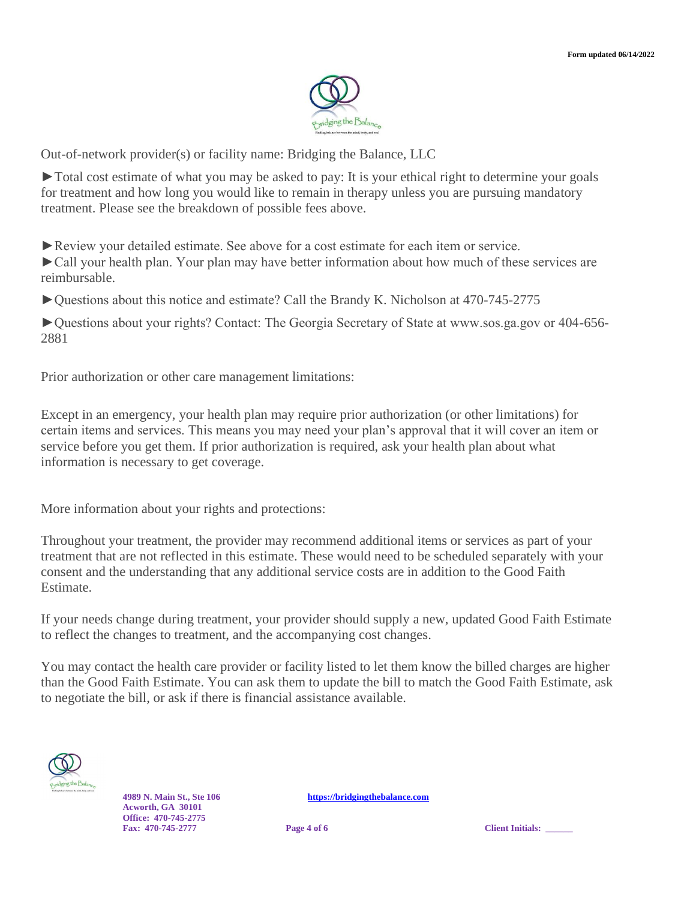Out-of-network provider(s) or facility name: Bridging the Balance, LLC

►Total cost estimate of what you may be asked to pay: It is your ethical right to determine your goals for treatment and how long you would like to remain in therapy unless you are pursuing mandatory treatment. Please see the breakdown of possible fees above.

►Review your detailed estimate. See above for a cost estimate for each item or service.

►Call your health plan. Your plan may have better information about how much of these services are reimbursable.

►Questions about this notice and estimate? Call the Brandy K. Nicholson at 470-745-2775

►Questions about your rights? Contact: The Georgia Secretary of State at www.sos.ga.gov or 404-656-2881

Prior authorization or other care management limitations:

Except in an emergency, your health plan may require prior authorization (or other limitations) for certain items and services. This means you may need your plan's approval that it will cover an item or service before you get them. If prior authorization is required, ask your health plan about what information is necessary to get coverage.

More information about your rights and protections:

Throughout your treatment, the provider may recommend additional items or services as part of your treatment that are not reflected in this estimate. These would need to be scheduled separately with your consent and the understanding that any additional service costs are in addition to the Good Faith Estimate.

If your needs change during treatment, your provider should supply a new, updated Good Faith Estimate to reflect the changes to treatment, and the accompanying cost changes.

You may contact the health care provider or facility listed to let them know the billed charges are higher than the Good Faith Estimate. You can ask them to update the bill to match the Good Faith Estimate, ask to negotiate the bill, or ask if there is financial assistance available.

**Client Initials: ______**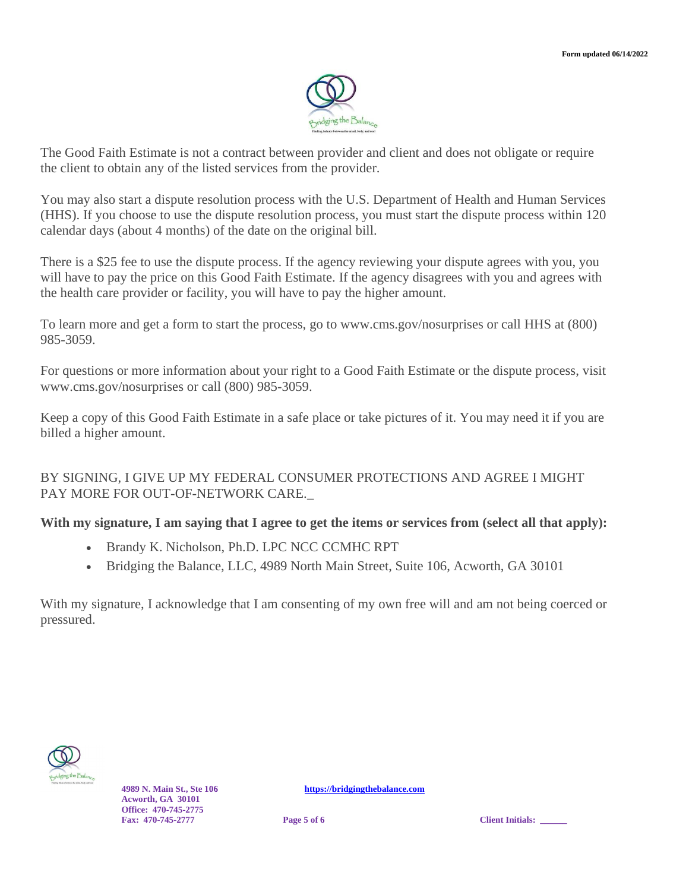The Good Faith Estimate is not a contract between provider and client and does not obligate or require the client to obtain any of the listed services from the provider.

You may also start a dispute resolution process with the U.S. Department of Health and Human Services (HHS). If you choose to use the dispute resolution process, you must start the dispute process within 120 calendar days (about 4 months) of the date on the original bill.

There is a $25 fee to use the dispute process. If the agency reviewing your dispute agrees with you, you will have to pay the price on this Good Faith Estimate. If the agency disagrees with you and agrees with the health care provider or facility, you will have to pay the higher amount.

To learn more and get a form to start the process, go to www.cms.gov/nosurprises or call HHS at (800) 985-3059.

For questions or more information about your right to a Good Faith Estimate or the dispute process, visit www.cms.gov/nosurprises or call (800) 985-3059.

Keep a copy of this Good Faith Estimate in a safe place or take pictures of it. You may need it if you are billed a higher amount.

BY SIGNING, I GIVE UP MY FEDERAL CONSUMER PROTECTIONS AND AGREE I MIGHT PAY MORE FOR OUT-OF-NETWORK CARE._

**With my signature, I am saying that I agree to get the items or services from (select all that apply):**

- Brandy K. Nicholson, Ph.D. LPC NCC CCMHC RPT
- Bridging the Balance, LLC, 4989 North Main Street, Suite 106, Acworth, GA 30101

With my signature, I acknowledge that I am consenting of my own free will and am not being coerced or pressured.

Client Initials: ______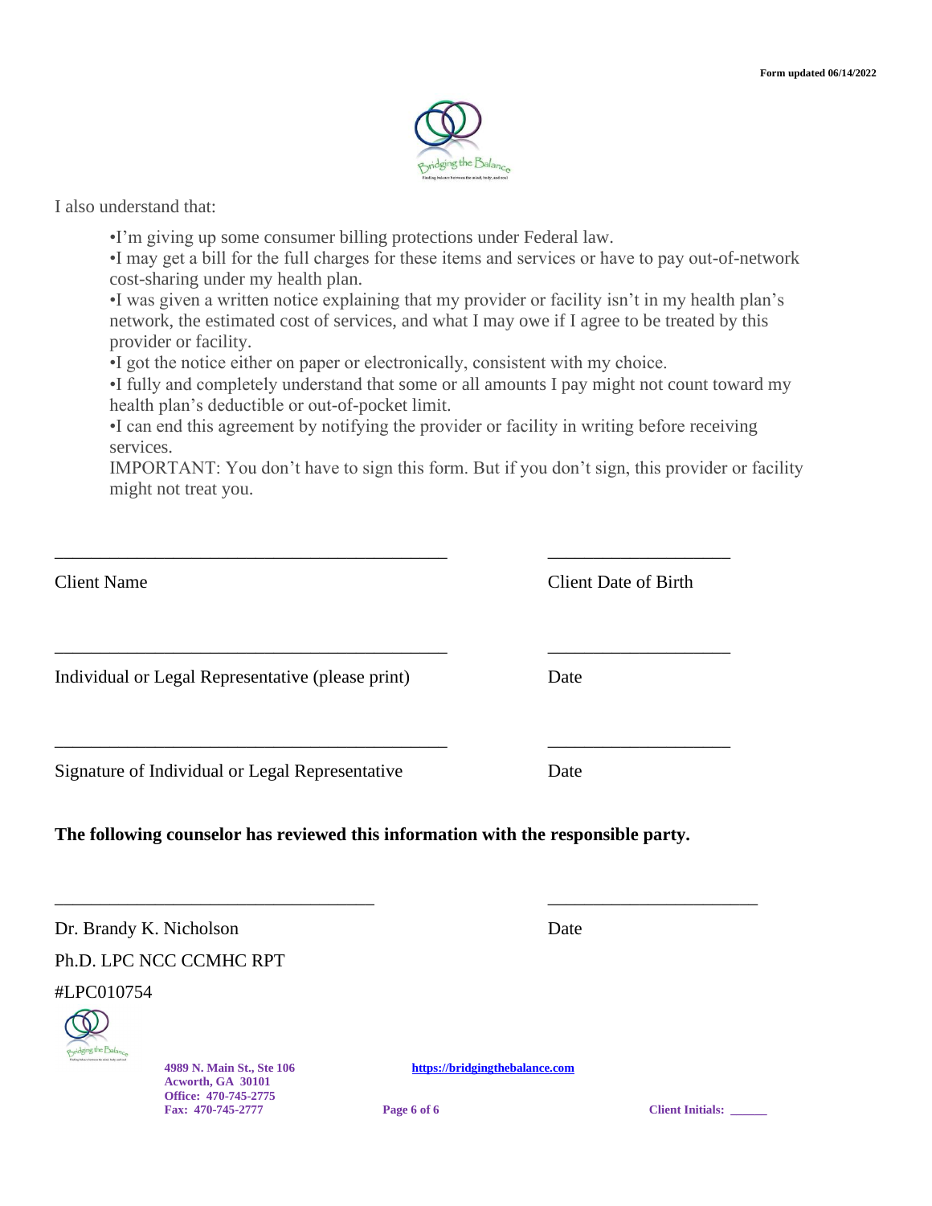I also understand that:

- I'm giving up some consumer billing protections under Federal law.
- I may get a bill for the full charges for these items and services or have to pay out-of-network cost-sharing under my health plan.
- I was given a written notice explaining that my provider or facility isn't in my health plan's network, the estimated cost of services, and what I may owe if I agree to be treated by this provider or facility.
- I got the notice either on paper or electronically, consistent with my choice.
- I fully and completely understand that some or all amounts I pay might not count toward my health plan's deductible or out-of-pocket limit.
- I can end this agreement by notifying the provider or facility in writing before receiving services.

IMPORTANT: You don't have to sign this form. But if you don't sign, this provider or facility might not treat you.

| | |
|---|---|
| ___________________________________________ | ____________________ |
| Client Name | Client Date of Birth |
| ___________________________________________ | ____________________ |
| Individual or Legal Representative (please print) | Date |
| ___________________________________________ | ____________________ |
| Signature of Individual or Legal Representative | Date |

**The following counselor has reviewed this information with the responsible party.**

| | |
|---|---|
| ___________________________________ | _______________________ |
| Dr. Brandy K. Nicholson | Date |

Ph.D. LPC NCC CCMHC RPT

#LPC010754

**4989 N. Main St., Ste 106**
**Acworth, GA 30101**
**Office: 470-745-2775**
**Fax: 470-745-2777**

**https://bridgingthebalance.com**

**Client Initials: ______**